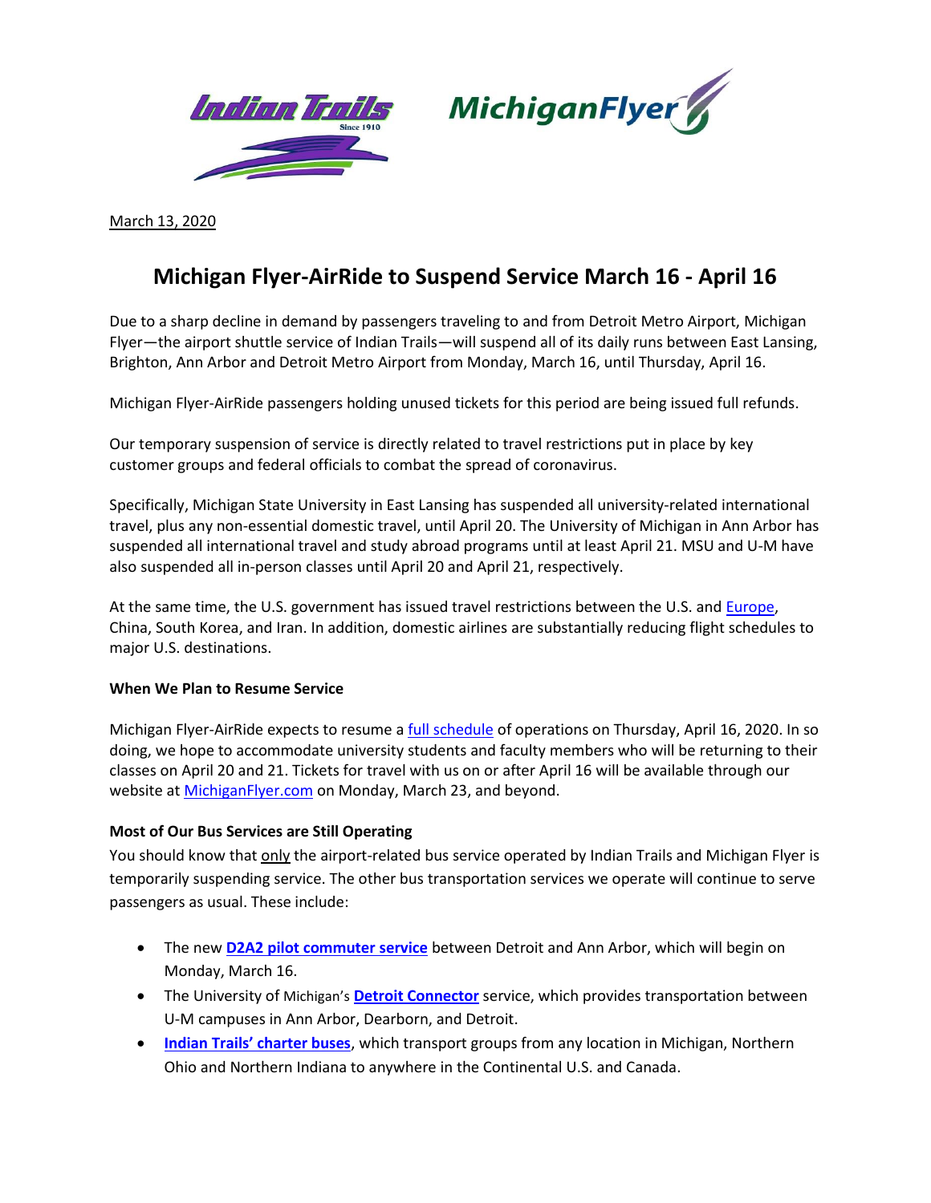March 13, 2020

# Michigan Flyer-AirRide to Suspend Service March 16 - April 16

Due to a sharp decline in demand by passengers traveling to and from Detroit Metro Airport, Michigan Flyer—the airport shuttle service of Indian Trails—will suspend all of its daily runs between East Lansing, Brighton, Ann Arbor and Detroit Metro Airport from Monday, March 16, until Thursday, April 16.

Michigan Flyer-AirRide passengers holding unused tickets for this period are being issued full refunds.

Our temporary suspension of service is directly related to travel restrictions put in place by key customer groups and federal officials to combat the spread of coronavirus.

Specifically, Michigan State University in East Lansing has suspended all university-related international travel, plus any non-essential domestic travel, until April 20. The University of Michigan in Ann Arbor has suspended all international travel and study abroad programs until at least April 21. MSU and U-M have also suspended all in-person classes until April 20 and April 21, respectively.

At the same time, the U.S. government has issued travel restrictions between the U.S. and Europe, China, South Korea, and Iran. In addition, domestic airlines are substantially reducing flight schedules to major U.S. destinations.

**When We Plan to Resume Service**

Michigan Flyer-AirRide expects to resume a full schedule of operations on Thursday, April 16, 2020. In so doing, we hope to accommodate university students and faculty members who will be returning to their classes on April 20 and 21. Tickets for travel with us on or after April 16 will be available through our website at MichiganFlyer.com on Monday, March 23, and beyond.

**Most of Our Bus Services are Still Operating**

You should know that only the airport-related bus service operated by Indian Trails and Michigan Flyer is temporarily suspending service. The other bus transportation services we operate will continue to serve passengers as usual. These include:

- The new **D2A2 pilot commuter service** between Detroit and Ann Arbor, which will begin on Monday, March 16.
- The University of Michigan's **Detroit Connector** service, which provides transportation between U-M campuses in Ann Arbor, Dearborn, and Detroit.
- **Indian Trails' charter buses**, which transport groups from any location in Michigan, Northern Ohio and Northern Indiana to anywhere in the Continental U.S. and Canada.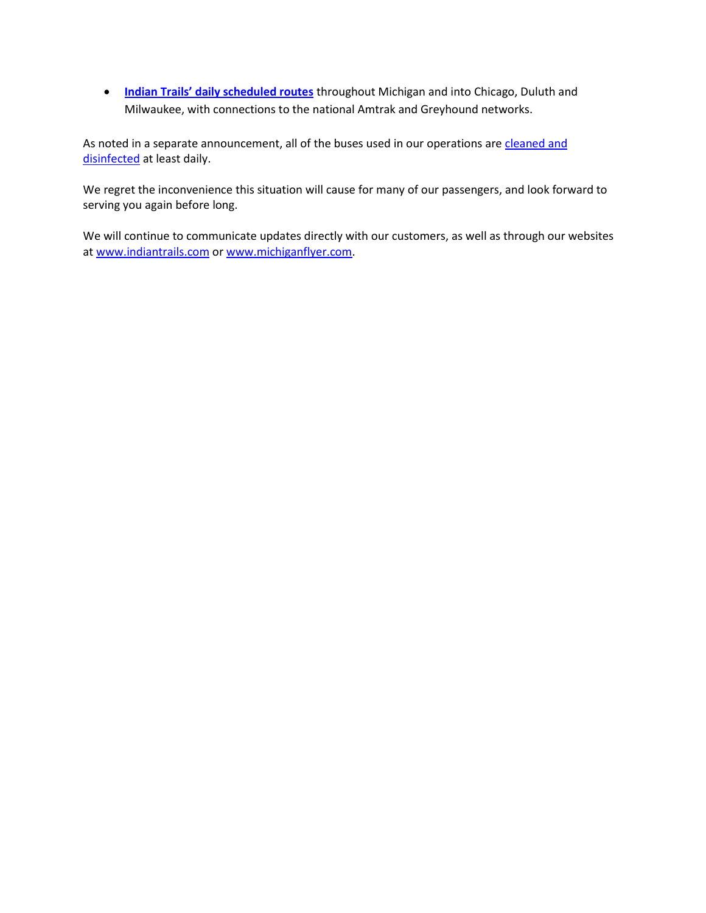- **Indian Trails' daily scheduled routes** throughout Michigan and into Chicago, Duluth and Milwaukee, with connections to the national Amtrak and Greyhound networks.

As noted in a separate announcement, all of the buses used in our operations are cleaned and disinfected at least daily.

We regret the inconvenience this situation will cause for many of our passengers, and look forward to serving you again before long.

We will continue to communicate updates directly with our customers, as well as through our websites at www.indiantrails.com or www.michiganflyer.com.